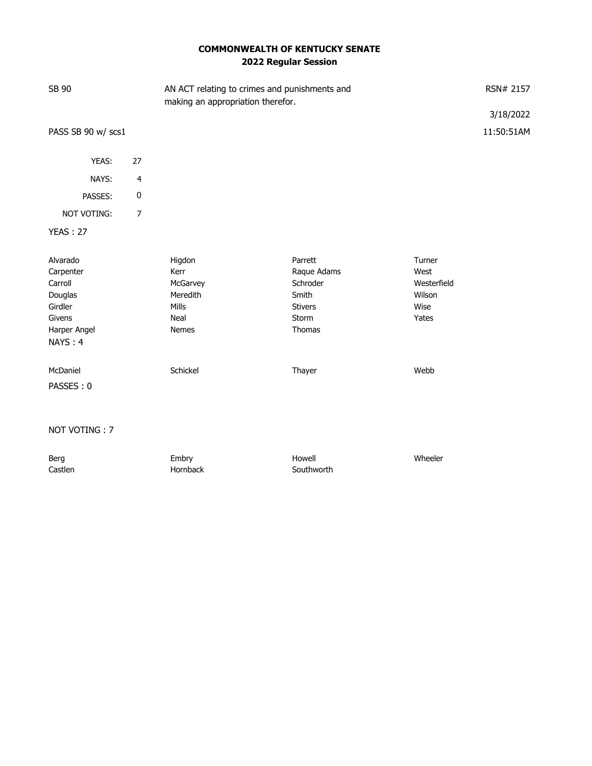# COMMONWEALTH OF KENTUCKY SENATE
## 2022 Regular Session

SB 90 — AN ACT relating to crimes and punishments and making an appropriation therefor. — RSN# 2157

3/18/2022

PASS SB 90 w/ scs1 — 11:50:51AM

| | |
|---|---|
| YEAS: | 27 |
| NAYS: | 4 |
| PASSES: | 0 |
| NOT VOTING: | 7 |

YEAS : 27

| | | | |
|---|---|---|---|
| Alvarado | Higdon | Parrett | Turner |
| Carpenter | Kerr | Raque Adams | West |
| Carroll | McGarvey | Schroder | Westerfield |
| Douglas | Meredith | Smith | Wilson |
| Girdler | Mills | Stivers | Wise |
| Givens | Neal | Storm | Yates |
| Harper Angel | Nemes | Thomas | |

NAYS : 4

| | | | |
|---|---|---|---|
| McDaniel | Schickel | Thayer | Webb |

PASSES : 0

NOT VOTING : 7

| | | | |
|---|---|---|---|
| Berg | Embry | Howell | Wheeler |
| Castlen | Hornback | Southworth | |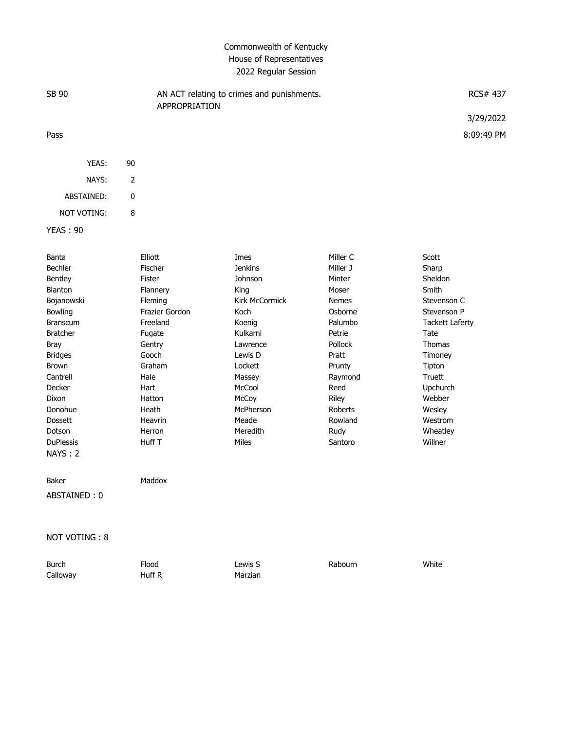Commonwealth of Kentucky
House of Representatives
2022 Regular Session

| SB 90 | AN ACT relating to crimes and punishments. APPROPRIATION | RCS# 437 |
|---|---|---|
| | | 3/29/2022 |
| Pass | | 8:09:49 PM |

| | |
|---|---|
| YEAS: | 90 |
| NAYS: | 2 |
| ABSTAINED: | 0 |
| NOT VOTING: | 8 |

YEAS : 90

| | | | | |
|---|---|---|---|---|
| Banta | Elliott | Imes | Miller C | Scott |
| Bechler | Fischer | Jenkins | Miller J | Sharp |
| Bentley | Fister | Johnson | Minter | Sheldon |
| Blanton | Flannery | King | Moser | Smith |
| Bojanowski | Fleming | Kirk McCormick | Nemes | Stevenson C |
| Bowling | Frazier Gordon | Koch | Osborne | Stevenson P |
| Branscum | Freeland | Koenig | Palumbo | Tackett Laferty |
| Bratcher | Fugate | Kulkarni | Petrie | Tate |
| Bray | Gentry | Lawrence | Pollock | Thomas |
| Bridges | Gooch | Lewis D | Pratt | Timoney |
| Brown | Graham | Lockett | Prunty | Tipton |
| Cantrell | Hale | Massey | Raymond | Truett |
| Decker | Hart | McCool | Reed | Upchurch |
| Dixon | Hatton | McCoy | Riley | Webber |
| Donohue | Heath | McPherson | Roberts | Wesley |
| Dossett | Heavrin | Meade | Rowland | Westrom |
| Dotson | Herron | Meredith | Rudy | Wheatley |
| DuPlessis | Huff T | Miles | Santoro | Willner |

NAYS : 2

| | |
|---|---|
| Baker | Maddox |

ABSTAINED : 0

NOT VOTING : 8

| | | | | |
|---|---|---|---|---|
| Burch | Flood | Lewis S | Rabourn | White |
| Calloway | Huff R | Marzian | | |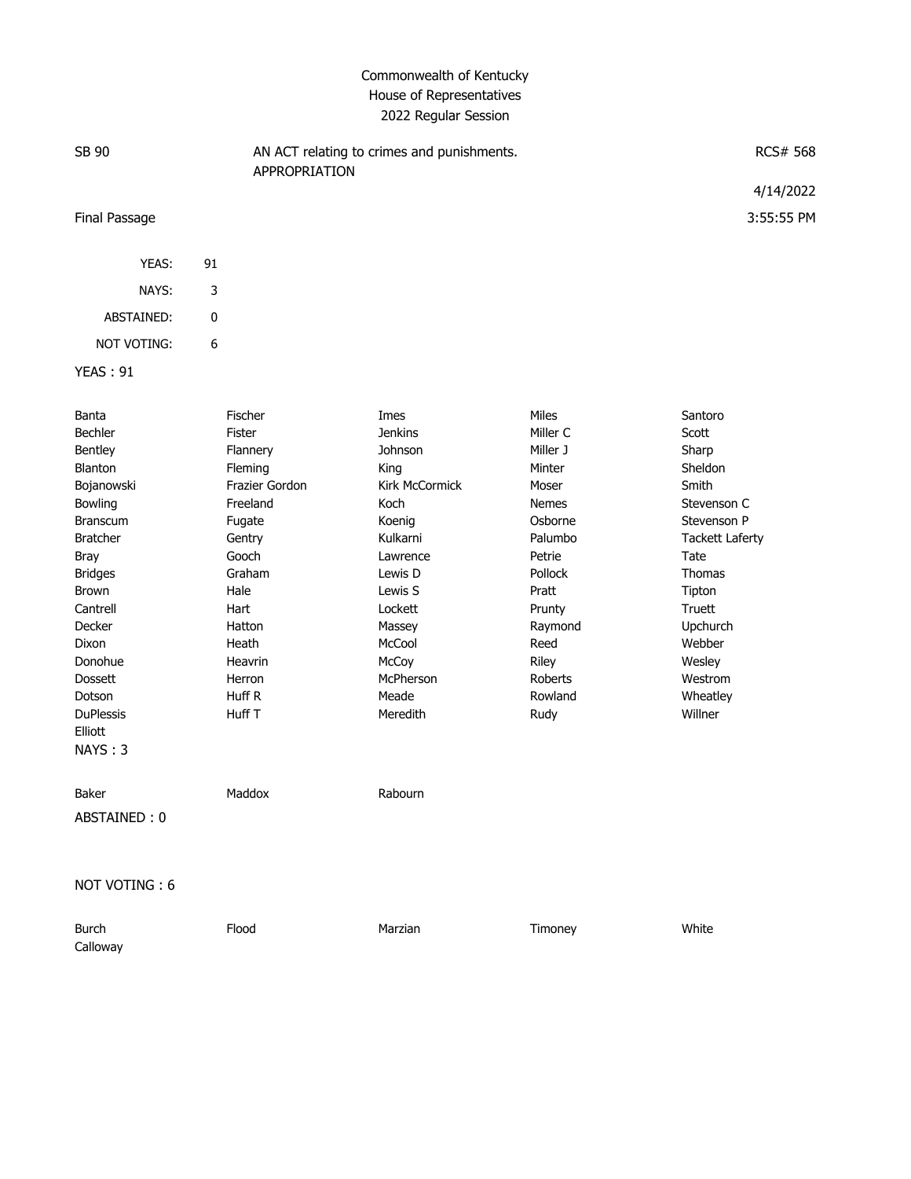Commonwealth of Kentucky
House of Representatives
2022 Regular Session

SB 90 — AN ACT relating to crimes and punishments. APPROPRIATION — RCS# 568

4/14/2022

Final Passage — 3:55:55 PM

| | |
|---|---|
| YEAS: | 91 |
| NAYS: | 3 |
| ABSTAINED: | 0 |
| NOT VOTING: | 6 |

YEAS : 91

| | | | | |
|---|---|---|---|---|
| Banta | Fischer | Imes | Miles | Santoro |
| Bechler | Fister | Jenkins | Miller C | Scott |
| Bentley | Flannery | Johnson | Miller J | Sharp |
| Blanton | Fleming | King | Minter | Sheldon |
| Bojanowski | Frazier Gordon | Kirk McCormick | Moser | Smith |
| Bowling | Freeland | Koch | Nemes | Stevenson C |
| Branscum | Fugate | Koenig | Osborne | Stevenson P |
| Bratcher | Gentry | Kulkarni | Palumbo | Tackett Laferty |
| Bray | Gooch | Lawrence | Petrie | Tate |
| Bridges | Graham | Lewis D | Pollock | Thomas |
| Brown | Hale | Lewis S | Pratt | Tipton |
| Cantrell | Hart | Lockett | Prunty | Truett |
| Decker | Hatton | Massey | Raymond | Upchurch |
| Dixon | Heath | McCool | Reed | Webber |
| Donohue | Heavrin | McCoy | Riley | Wesley |
| Dossett | Herron | McPherson | Roberts | Westrom |
| Dotson | Huff R | Meade | Rowland | Wheatley |
| DuPlessis | Huff T | Meredith | Rudy | Willner |
| Elliott | | | | |

NAYS : 3

| | | |
|---|---|---|
| Baker | Maddox | Rabourn |

ABSTAINED : 0

NOT VOTING : 6

| | | | | |
|---|---|---|---|---|
| Burch | Flood | Marzian | Timoney | White |
| Calloway | | | | |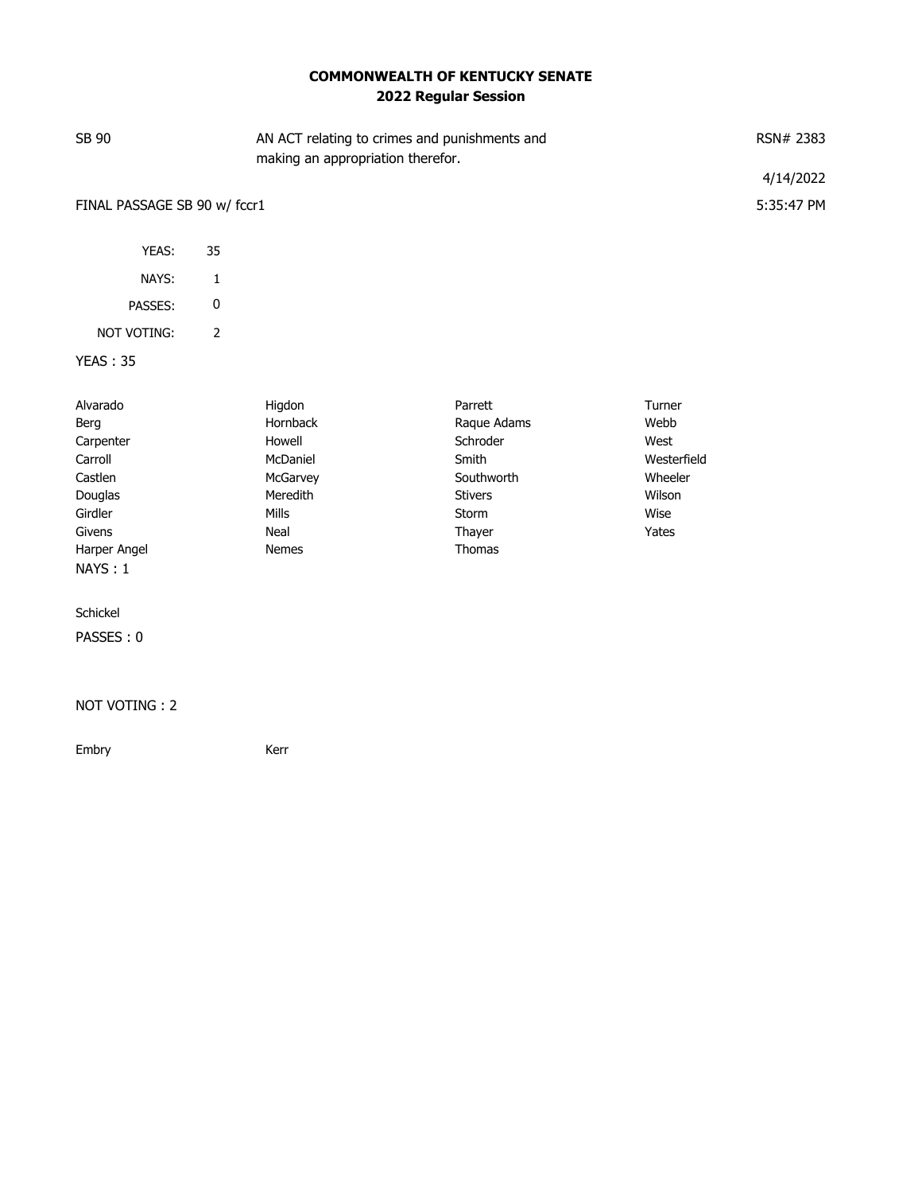**COMMONWEALTH OF KENTUCKY SENATE**
**2022 Regular Session**

SB 90 — AN ACT relating to crimes and punishments and making an appropriation therefor. — RSN# 2383

4/14/2022

FINAL PASSAGE SB 90 w/ fccr1 — 5:35:47 PM

| | |
|---|---|
| YEAS: | 35 |
| NAYS: | 1 |
| PASSES: | 0 |
| NOT VOTING: | 2 |

YEAS : 35

| | | | |
|---|---|---|---|
| Alvarado | Higdon | Parrett | Turner |
| Berg | Hornback | Raque Adams | Webb |
| Carpenter | Howell | Schroder | West |
| Carroll | McDaniel | Smith | Westerfield |
| Castlen | McGarvey | Southworth | Wheeler |
| Douglas | Meredith | Stivers | Wilson |
| Girdler | Mills | Storm | Wise |
| Givens | Neal | Thayer | Yates |
| Harper Angel | Nemes | Thomas | |

NAYS : 1

Schickel

PASSES : 0

NOT VOTING : 2

Embry    Kerr